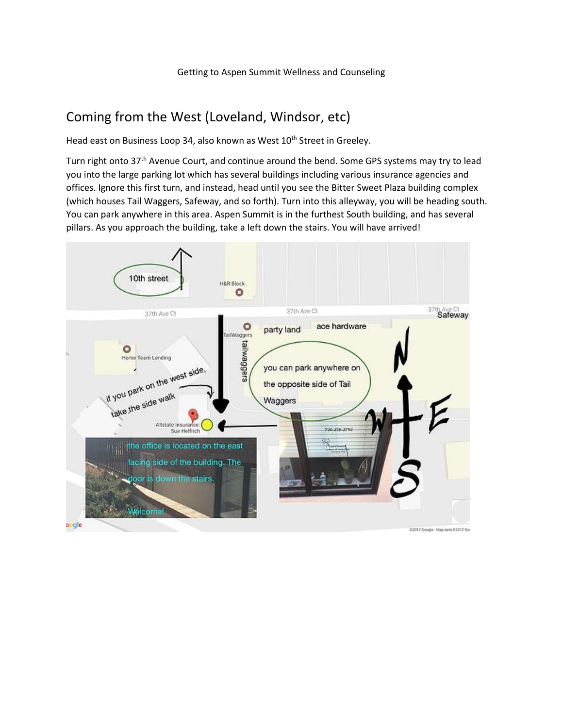Getting to Aspen Summit Wellness and Counseling

## Coming from the West (Loveland, Windsor, etc)

Head east on Business Loop 34, also known as West 10th Street in Greeley.

Turn right onto 37th Avenue Court, and continue around the bend. Some GPS systems may try to lead you into the large parking lot which has several buildings including various insurance agencies and offices. Ignore this first turn, and instead, head until you see the Bitter Sweet Plaza building complex (which houses Tail Waggers, Safeway, and so forth). Turn into this alleyway, you will be heading south. You can park anywhere in this area. Aspen Summit is in the furthest South building, and has several pillars. As you approach the building, take a left down the stairs. You will have arrived!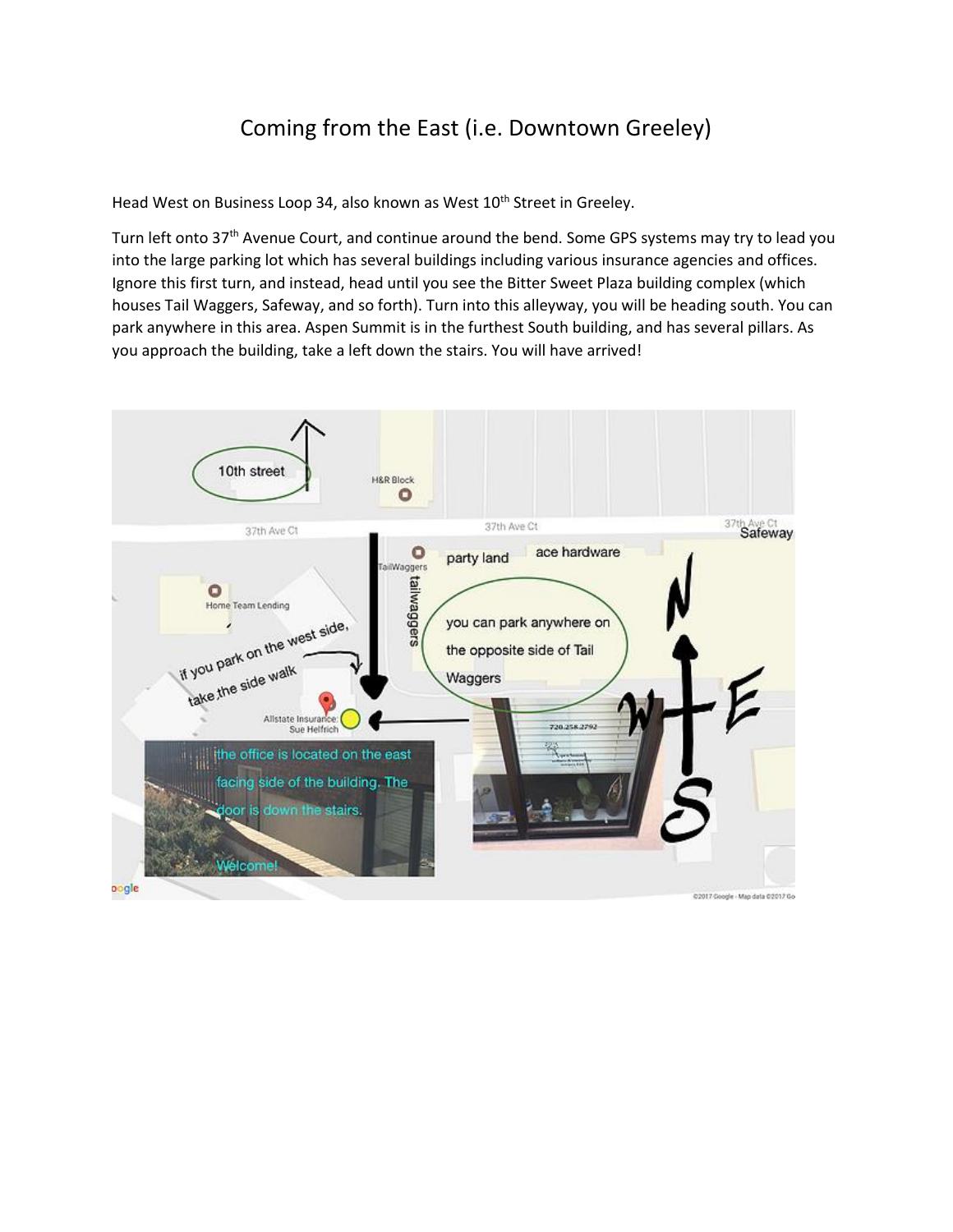# Coming from the East (i.e. Downtown Greeley)

Head West on Business Loop 34, also known as West 10th Street in Greeley.

Turn left onto 37th Avenue Court, and continue around the bend. Some GPS systems may try to lead you into the large parking lot which has several buildings including various insurance agencies and offices. Ignore this first turn, and instead, head until you see the Bitter Sweet Plaza building complex (which houses Tail Waggers, Safeway, and so forth). Turn into this alleyway, you will be heading south. You can park anywhere in this area. Aspen Summit is in the furthest South building, and has several pillars. As you approach the building, take a left down the stairs. You will have arrived!

10th street

H&R Block

37th Ave Ct

37th Ave Ct

37th Ave Ct

Safeway

TailWaggers

tailwaggers

party land

ace hardware

Home Team Lending

you can park anywhere on the opposite side of Tail Waggers

if you park on the west side, take the side walk

N

W

E

S

Allstate Insurance: Sue Helfrich

the office is located on the east facing side of the building. The door is down the stairs.

Welcome!

720.258.2792

©2017 Google - Map data ©2017 Go